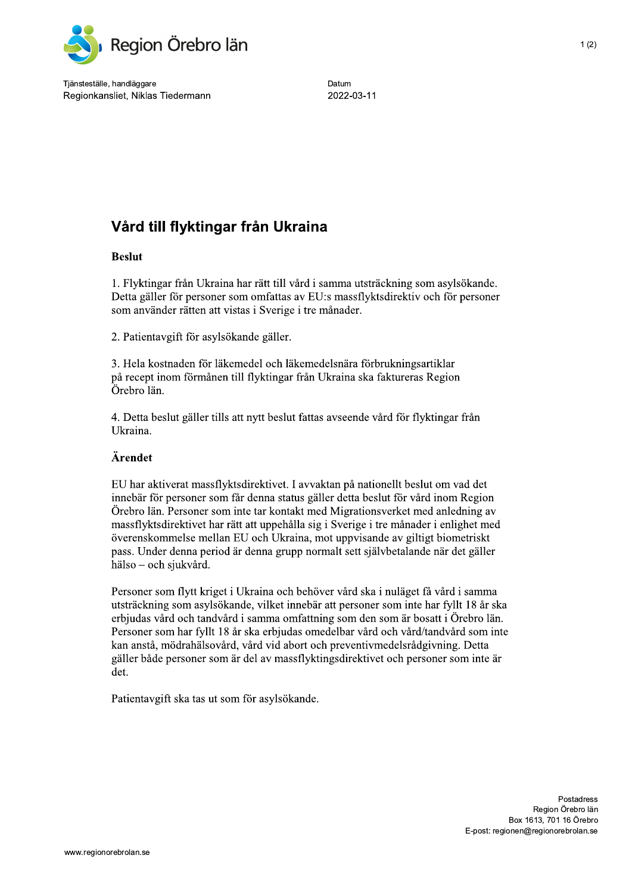Region Örebro län

Tjänsteställe, handläggare
Regionkansliet, Niklas Tiedermann

Datum
2022-03-11

# Vård till flyktingar från Ukraina

**Beslut**

1. Flyktingar från Ukraina har rätt till vård i samma utsträckning som asylsökande. Detta gäller för personer som omfattas av EU:s massflyktsdirektiv och för personer som använder rätten att vistas i Sverige i tre månader.

2. Patientavgift för asylsökande gäller.

3. Hela kostnaden för läkemedel och läkemedelsnära förbrukningsartiklar på recept inom förmånen till flyktingar från Ukraina ska faktureras Region Örebro län.

4. Detta beslut gäller tills att nytt beslut fattas avseende vård för flyktingar från Ukraina.

**Ärendet**

EU har aktiverat massflyktsdirektivet. I avvaktan på nationellt beslut om vad det innebär för personer som får denna status gäller detta beslut för vård inom Region Örebro län. Personer som inte tar kontakt med Migrationsverket med anledning av massflyktsdirektivet har rätt att uppehålla sig i Sverige i tre månader i enlighet med överenskommelse mellan EU och Ukraina, mot uppvisande av giltigt biometriskt pass. Under denna period är denna grupp normalt sett självbetalande när det gäller hälso – och sjukvård.

Personer som flytt kriget i Ukraina och behöver vård ska i nuläget få vård i samma utsträckning som asylsökande, vilket innebär att personer som inte har fyllt 18 år ska erbjudas vård och tandvård i samma omfattning som den som är bosatt i Örebro län. Personer som har fyllt 18 år ska erbjudas omedelbar vård och vård/tandvård som inte kan anstå, mödrahälsovård, vård vid abort och preventivmedelsrådgivning. Detta gäller både personer som är del av massflyktingsdirektivet och personer som inte är det.

Patientavgift ska tas ut som för asylsökande.

Postadress
Region Örebro län
Box 1613, 701 16 Örebro
E-post: regionen@regionorebrolan.se

www.regionorebrolan.se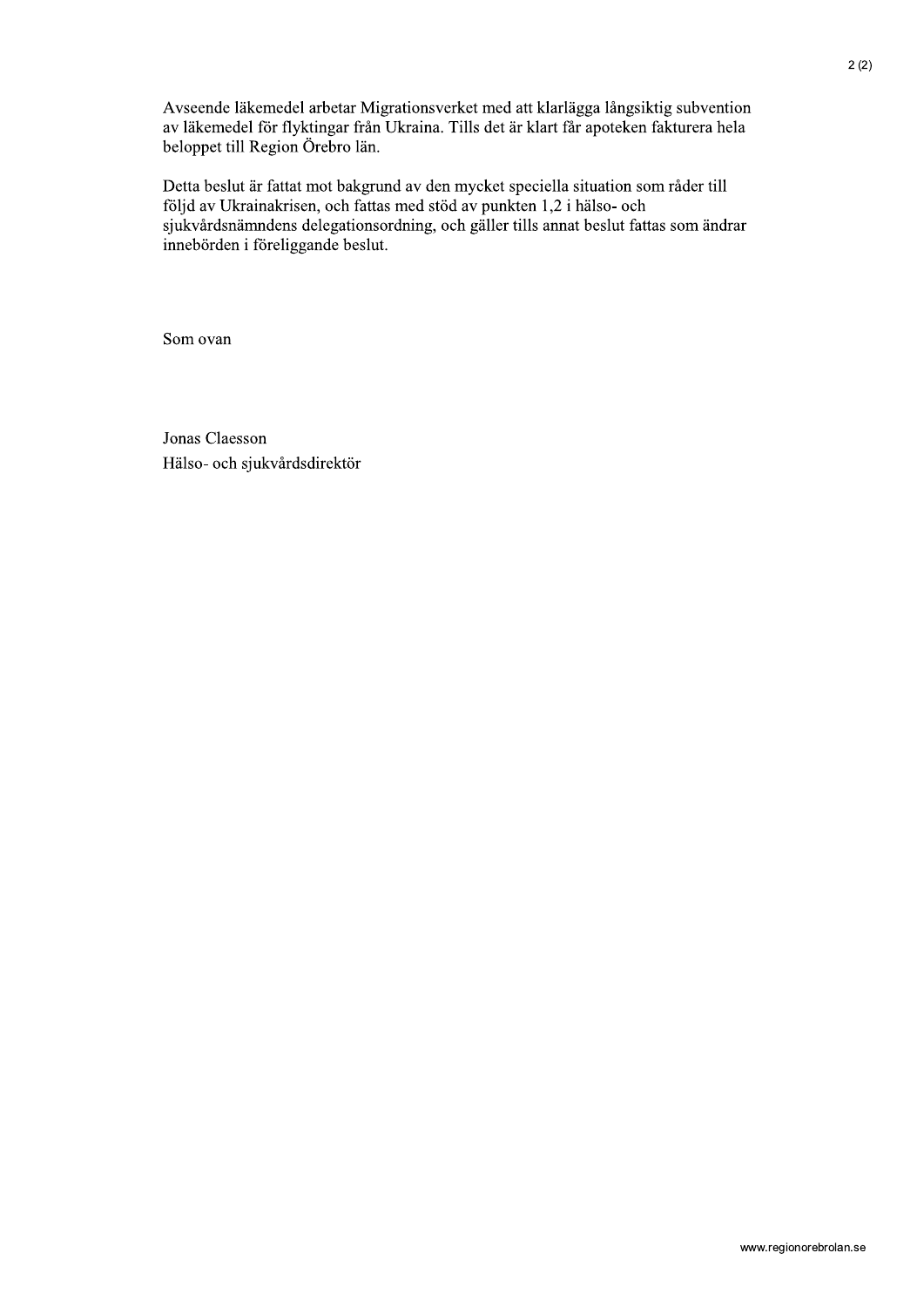Avseende läkemedel arbetar Migrationsverket med att klarlägga långsiktig subvention av läkemedel för flyktingar från Ukraina. Tills det är klart får apoteken fakturera hela beloppet till Region Örebro län.

Detta beslut är fattat mot bakgrund av den mycket speciella situation som råder till följd av Ukrainakrisen, och fattas med stöd av punkten 1,2 i hälso- och sjukvårdsnämndens delegationsordning, och gäller tills annat beslut fattas som ändrar innebörden i föreliggande beslut.

Som ovan

Jonas Claesson
Hälso- och sjukvårdsdirektör

www.regionorebrolan.se